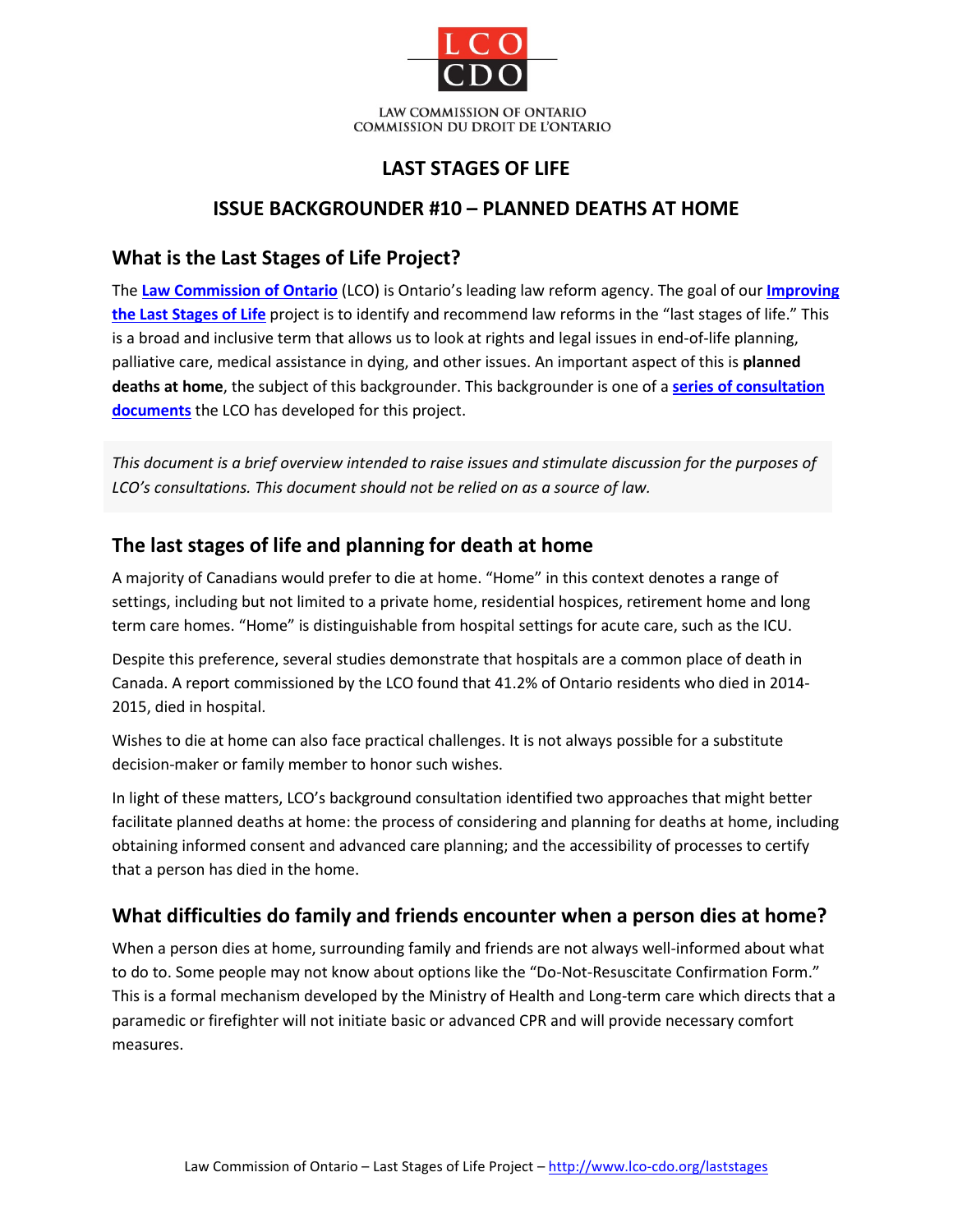LAW COMMISSION OF ONTARIO
COMMISSION DU DROIT DE L'ONTARIO

# LAST STAGES OF LIFE

# ISSUE BACKGROUNDER #10 – PLANNED DEATHS AT HOME

## What is the Last Stages of Life Project?

The **Law Commission of Ontario** (LCO) is Ontario's leading law reform agency. The goal of our **Improving the Last Stages of Life** project is to identify and recommend law reforms in the "last stages of life." This is a broad and inclusive term that allows us to look at rights and legal issues in end-of-life planning, palliative care, medical assistance in dying, and other issues. An important aspect of this is **planned deaths at home**, the subject of this backgrounder. This backgrounder is one of a **series of consultation documents** the LCO has developed for this project.

*This document is a brief overview intended to raise issues and stimulate discussion for the purposes of LCO's consultations. This document should not be relied on as a source of law.*

## The last stages of life and planning for death at home

A majority of Canadians would prefer to die at home. "Home" in this context denotes a range of settings, including but not limited to a private home, residential hospices, retirement home and long term care homes. "Home" is distinguishable from hospital settings for acute care, such as the ICU.

Despite this preference, several studies demonstrate that hospitals are a common place of death in Canada. A report commissioned by the LCO found that 41.2% of Ontario residents who died in 2014-2015, died in hospital.

Wishes to die at home can also face practical challenges. It is not always possible for a substitute decision-maker or family member to honor such wishes.

In light of these matters, LCO's background consultation identified two approaches that might better facilitate planned deaths at home: the process of considering and planning for deaths at home, including obtaining informed consent and advanced care planning; and the accessibility of processes to certify that a person has died in the home.

## What difficulties do family and friends encounter when a person dies at home?

When a person dies at home, surrounding family and friends are not always well-informed about what to do to. Some people may not know about options like the "Do-Not-Resuscitate Confirmation Form." This is a formal mechanism developed by the Ministry of Health and Long-term care which directs that a paramedic or firefighter will not initiate basic or advanced CPR and will provide necessary comfort measures.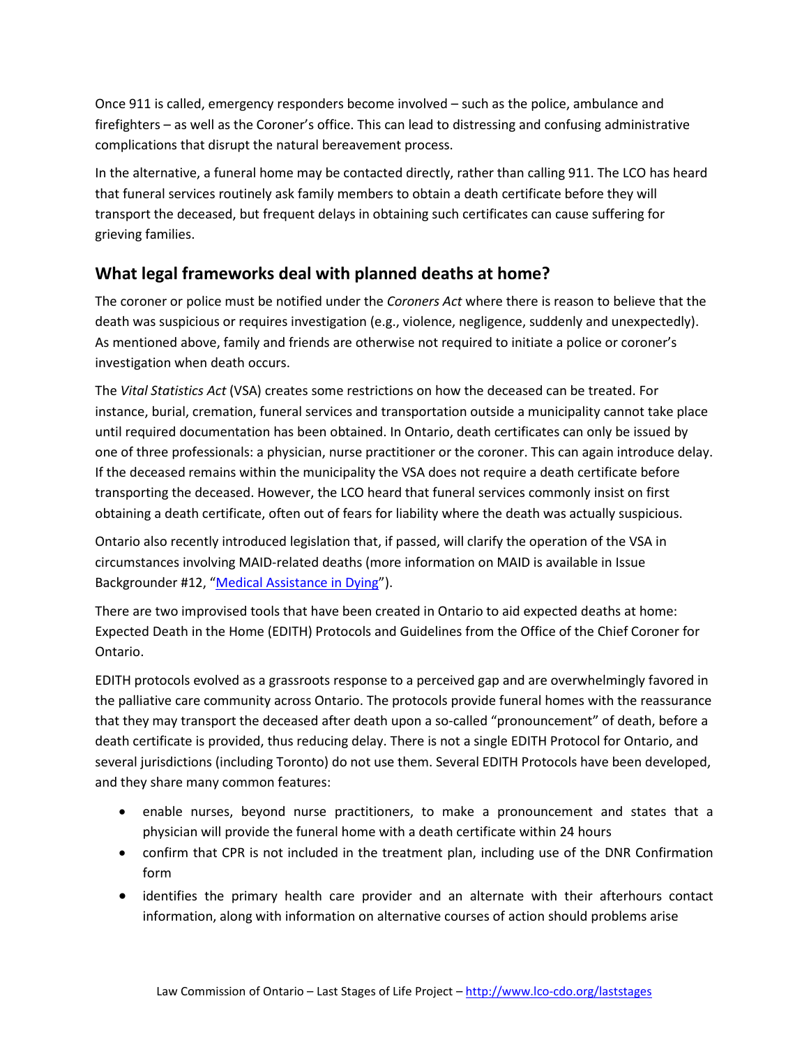Once 911 is called, emergency responders become involved – such as the police, ambulance and firefighters – as well as the Coroner's office. This can lead to distressing and confusing administrative complications that disrupt the natural bereavement process.

In the alternative, a funeral home may be contacted directly, rather than calling 911. The LCO has heard that funeral services routinely ask family members to obtain a death certificate before they will transport the deceased, but frequent delays in obtaining such certificates can cause suffering for grieving families.

## What legal frameworks deal with planned deaths at home?

The coroner or police must be notified under the *Coroners Act* where there is reason to believe that the death was suspicious or requires investigation (e.g., violence, negligence, suddenly and unexpectedly). As mentioned above, family and friends are otherwise not required to initiate a police or coroner's investigation when death occurs.

The *Vital Statistics Act* (VSA) creates some restrictions on how the deceased can be treated. For instance, burial, cremation, funeral services and transportation outside a municipality cannot take place until required documentation has been obtained. In Ontario, death certificates can only be issued by one of three professionals: a physician, nurse practitioner or the coroner. This can again introduce delay. If the deceased remains within the municipality the VSA does not require a death certificate before transporting the deceased. However, the LCO heard that funeral services commonly insist on first obtaining a death certificate, often out of fears for liability where the death was actually suspicious.

Ontario also recently introduced legislation that, if passed, will clarify the operation of the VSA in circumstances involving MAID-related deaths (more information on MAID is available in Issue Backgrounder #12, "[Medical Assistance in Dying](#)").

There are two improvised tools that have been created in Ontario to aid expected deaths at home: Expected Death in the Home (EDITH) Protocols and Guidelines from the Office of the Chief Coroner for Ontario.

EDITH protocols evolved as a grassroots response to a perceived gap and are overwhelmingly favored in the palliative care community across Ontario. The protocols provide funeral homes with the reassurance that they may transport the deceased after death upon a so-called "pronouncement" of death, before a death certificate is provided, thus reducing delay. There is not a single EDITH Protocol for Ontario, and several jurisdictions (including Toronto) do not use them. Several EDITH Protocols have been developed, and they share many common features:

- enable nurses, beyond nurse practitioners, to make a pronouncement and states that a physician will provide the funeral home with a death certificate within 24 hours
- confirm that CPR is not included in the treatment plan, including use of the DNR Confirmation form
- identifies the primary health care provider and an alternate with their afterhours contact information, along with information on alternative courses of action should problems arise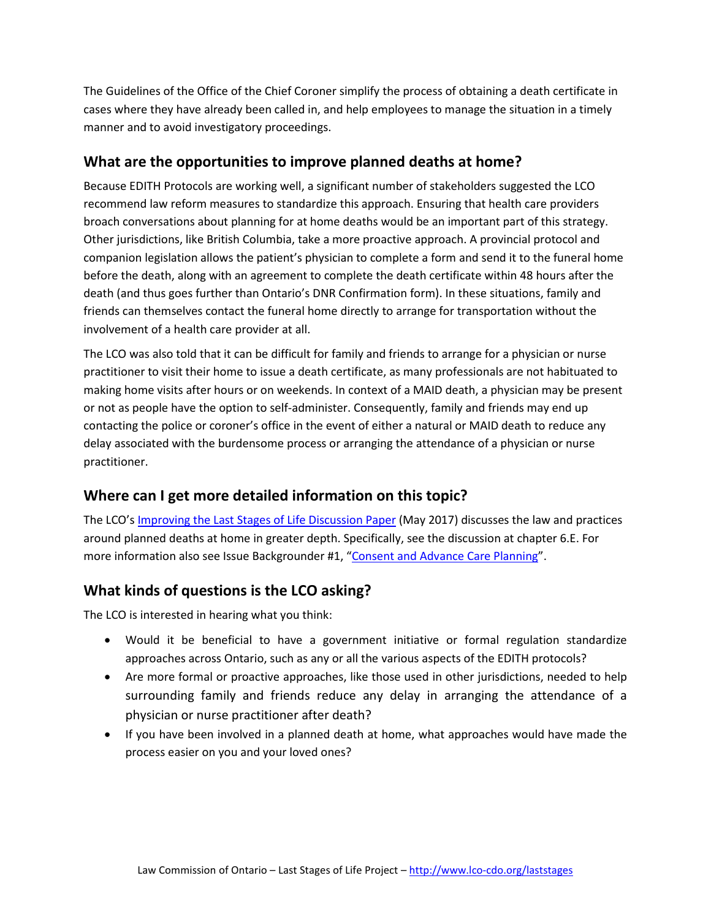The Guidelines of the Office of the Chief Coroner simplify the process of obtaining a death certificate in cases where they have already been called in, and help employees to manage the situation in a timely manner and to avoid investigatory proceedings.

## What are the opportunities to improve planned deaths at home?

Because EDITH Protocols are working well, a significant number of stakeholders suggested the LCO recommend law reform measures to standardize this approach. Ensuring that health care providers broach conversations about planning for at home deaths would be an important part of this strategy. Other jurisdictions, like British Columbia, take a more proactive approach. A provincial protocol and companion legislation allows the patient's physician to complete a form and send it to the funeral home before the death, along with an agreement to complete the death certificate within 48 hours after the death (and thus goes further than Ontario's DNR Confirmation form). In these situations, family and friends can themselves contact the funeral home directly to arrange for transportation without the involvement of a health care provider at all.

The LCO was also told that it can be difficult for family and friends to arrange for a physician or nurse practitioner to visit their home to issue a death certificate, as many professionals are not habituated to making home visits after hours or on weekends. In context of a MAID death, a physician may be present or not as people have the option to self-administer. Consequently, family and friends may end up contacting the police or coroner's office in the event of either a natural or MAID death to reduce any delay associated with the burdensome process or arranging the attendance of a physician or nurse practitioner.

## Where can I get more detailed information on this topic?

The LCO's Improving the Last Stages of Life Discussion Paper (May 2017) discusses the law and practices around planned deaths at home in greater depth. Specifically, see the discussion at chapter 6.E. For more information also see Issue Backgrounder #1, "Consent and Advance Care Planning".

## What kinds of questions is the LCO asking?

The LCO is interested in hearing what you think:

- Would it be beneficial to have a government initiative or formal regulation standardize approaches across Ontario, such as any or all the various aspects of the EDITH protocols?
- Are more formal or proactive approaches, like those used in other jurisdictions, needed to help surrounding family and friends reduce any delay in arranging the attendance of a physician or nurse practitioner after death?
- If you have been involved in a planned death at home, what approaches would have made the process easier on you and your loved ones?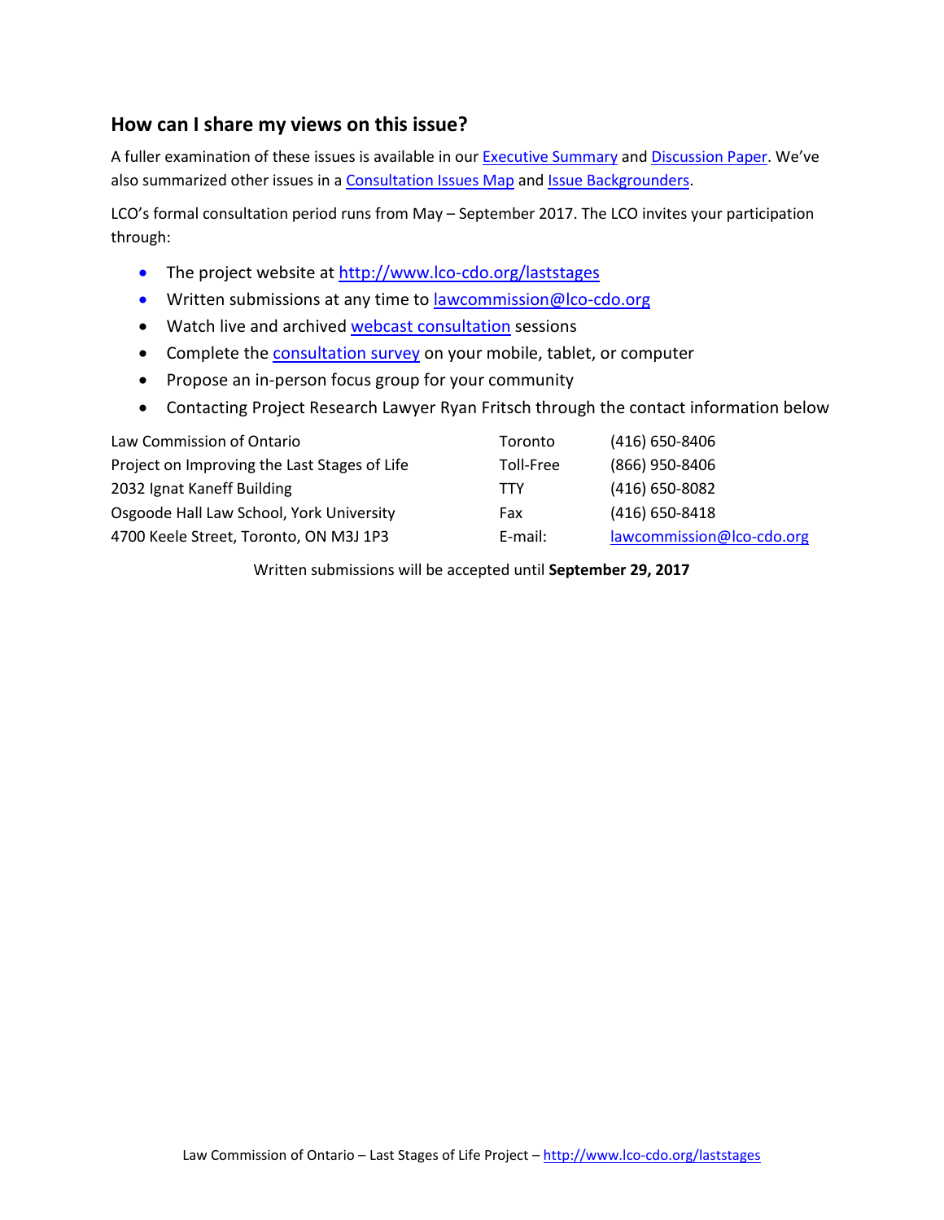## How can I share my views on this issue?

A fuller examination of these issues is available in our Executive Summary and Discussion Paper. We've also summarized other issues in a Consultation Issues Map and Issue Backgrounders.

LCO's formal consultation period runs from May – September 2017. The LCO invites your participation through:

- The project website at http://www.lco-cdo.org/laststages
- Written submissions at any time to lawcommission@lco-cdo.org
- Watch live and archived webcast consultation sessions
- Complete the consultation survey on your mobile, tablet, or computer
- Propose an in-person focus group for your community
- Contacting Project Research Lawyer Ryan Fritsch through the contact information below

| | | |
|---|---|---|
| Law Commission of Ontario | Toronto | (416) 650-8406 |
| Project on Improving the Last Stages of Life | Toll-Free | (866) 950-8406 |
| 2032 Ignat Kaneff Building | TTY | (416) 650-8082 |
| Osgoode Hall Law School, York University | Fax | (416) 650-8418 |
| 4700 Keele Street, Toronto, ON M3J 1P3 | E-mail: | lawcommission@lco-cdo.org |

Written submissions will be accepted until **September 29, 2017**